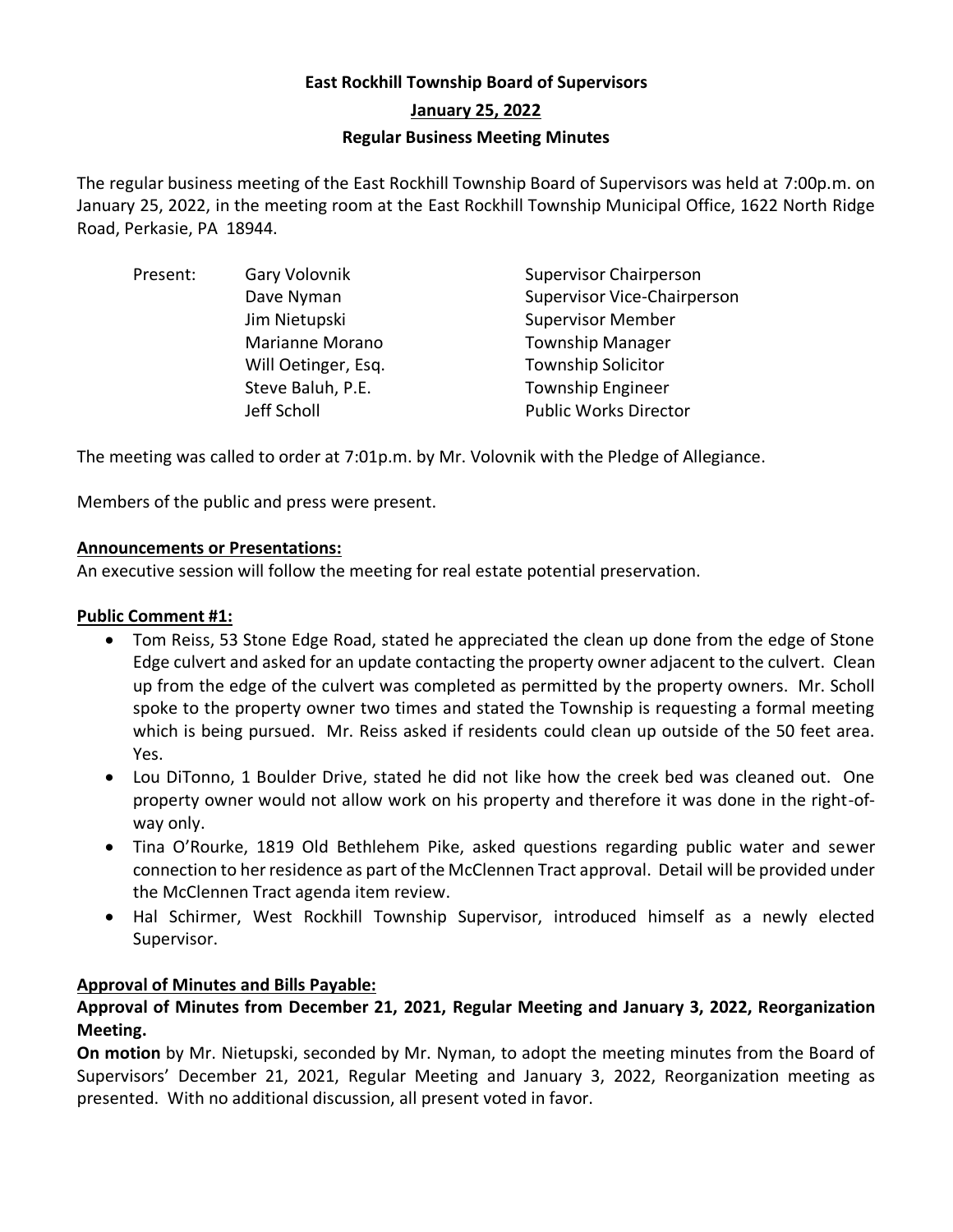# East Rockhill Township Board of Supervisors

## January 25, 2022

## Regular Business Meeting Minutes

The regular business meeting of the East Rockhill Township Board of Supervisors was held at 7:00p.m. on January 25, 2022, in the meeting room at the East Rockhill Township Municipal Office, 1622 North Ridge Road, Perkasie, PA 18944.

| Present: | | |
|---|---|---|
| | Gary Volovnik | Supervisor Chairperson |
| | Dave Nyman | Supervisor Vice-Chairperson |
| | Jim Nietupski | Supervisor Member |
| | Marianne Morano | Township Manager |
| | Will Oetinger, Esq. | Township Solicitor |
| | Steve Baluh, P.E. | Township Engineer |
| | Jeff Scholl | Public Works Director |

The meeting was called to order at 7:01p.m. by Mr. Volovnik with the Pledge of Allegiance.

Members of the public and press were present.

**Announcements or Presentations:**

An executive session will follow the meeting for real estate potential preservation.

**Public Comment #1:**

- Tom Reiss, 53 Stone Edge Road, stated he appreciated the clean up done from the edge of Stone Edge culvert and asked for an update contacting the property owner adjacent to the culvert. Clean up from the edge of the culvert was completed as permitted by the property owners. Mr. Scholl spoke to the property owner two times and stated the Township is requesting a formal meeting which is being pursued. Mr. Reiss asked if residents could clean up outside of the 50 feet area. Yes.
- Lou DiTonno, 1 Boulder Drive, stated he did not like how the creek bed was cleaned out. One property owner would not allow work on his property and therefore it was done in the right-of-way only.
- Tina O'Rourke, 1819 Old Bethlehem Pike, asked questions regarding public water and sewer connection to her residence as part of the McClennen Tract approval. Detail will be provided under the McClennen Tract agenda item review.
- Hal Schirmer, West Rockhill Township Supervisor, introduced himself as a newly elected Supervisor.

**Approval of Minutes and Bills Payable:**

**Approval of Minutes from December 21, 2021, Regular Meeting and January 3, 2022, Reorganization Meeting.**

**On motion** by Mr. Nietupski, seconded by Mr. Nyman, to adopt the meeting minutes from the Board of Supervisors' December 21, 2021, Regular Meeting and January 3, 2022, Reorganization meeting as presented. With no additional discussion, all present voted in favor.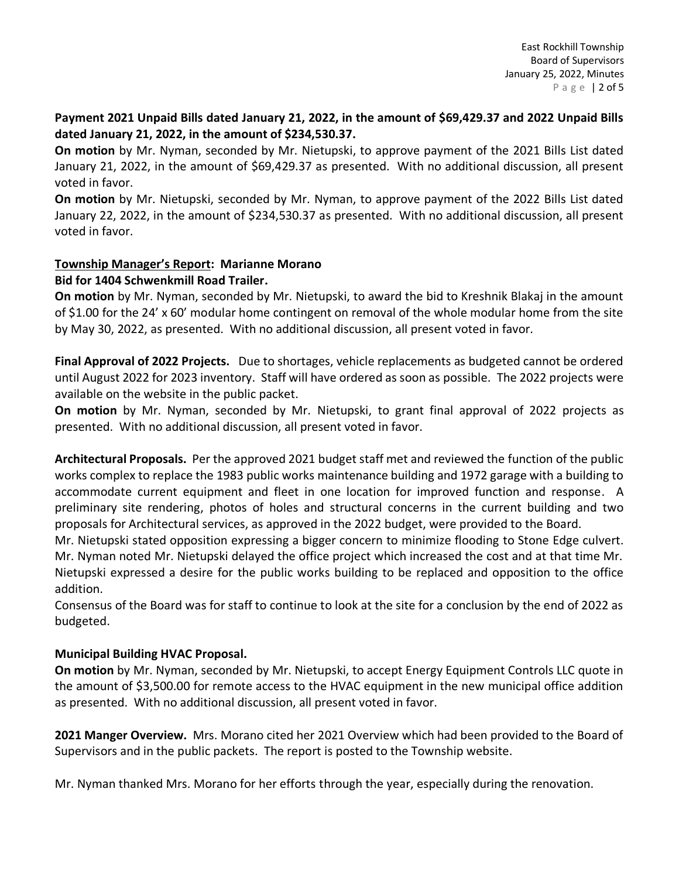**Payment 2021 Unpaid Bills dated January 21, 2022, in the amount of $69,429.37 and 2022 Unpaid Bills dated January 21, 2022, in the amount of $234,530.37.**

**On motion** by Mr. Nyman, seconded by Mr. Nietupski, to approve payment of the 2021 Bills List dated January 21, 2022, in the amount of $69,429.37 as presented. With no additional discussion, all present voted in favor.

**On motion** by Mr. Nietupski, seconded by Mr. Nyman, to approve payment of the 2022 Bills List dated January 22, 2022, in the amount of $234,530.37 as presented. With no additional discussion, all present voted in favor.

**<u>Township Manager's Report</u>: Marianne Morano**

**Bid for 1404 Schwenkmill Road Trailer.**

**On motion** by Mr. Nyman, seconded by Mr. Nietupski, to award the bid to Kreshnik Blakaj in the amount of $1.00 for the 24' x 60' modular home contingent on removal of the whole modular home from the site by May 30, 2022, as presented. With no additional discussion, all present voted in favor.

**Final Approval of 2022 Projects.** Due to shortages, vehicle replacements as budgeted cannot be ordered until August 2022 for 2023 inventory. Staff will have ordered as soon as possible. The 2022 projects were available on the website in the public packet.

**On motion** by Mr. Nyman, seconded by Mr. Nietupski, to grant final approval of 2022 projects as presented. With no additional discussion, all present voted in favor.

**Architectural Proposals.** Per the approved 2021 budget staff met and reviewed the function of the public works complex to replace the 1983 public works maintenance building and 1972 garage with a building to accommodate current equipment and fleet in one location for improved function and response. A preliminary site rendering, photos of holes and structural concerns in the current building and two proposals for Architectural services, as approved in the 2022 budget, were provided to the Board.

Mr. Nietupski stated opposition expressing a bigger concern to minimize flooding to Stone Edge culvert. Mr. Nyman noted Mr. Nietupski delayed the office project which increased the cost and at that time Mr. Nietupski expressed a desire for the public works building to be replaced and opposition to the office addition.

Consensus of the Board was for staff to continue to look at the site for a conclusion by the end of 2022 as budgeted.

**Municipal Building HVAC Proposal.**

**On motion** by Mr. Nyman, seconded by Mr. Nietupski, to accept Energy Equipment Controls LLC quote in the amount of $3,500.00 for remote access to the HVAC equipment in the new municipal office addition as presented. With no additional discussion, all present voted in favor.

**2021 Manger Overview.** Mrs. Morano cited her 2021 Overview which had been provided to the Board of Supervisors and in the public packets. The report is posted to the Township website.

Mr. Nyman thanked Mrs. Morano for her efforts through the year, especially during the renovation.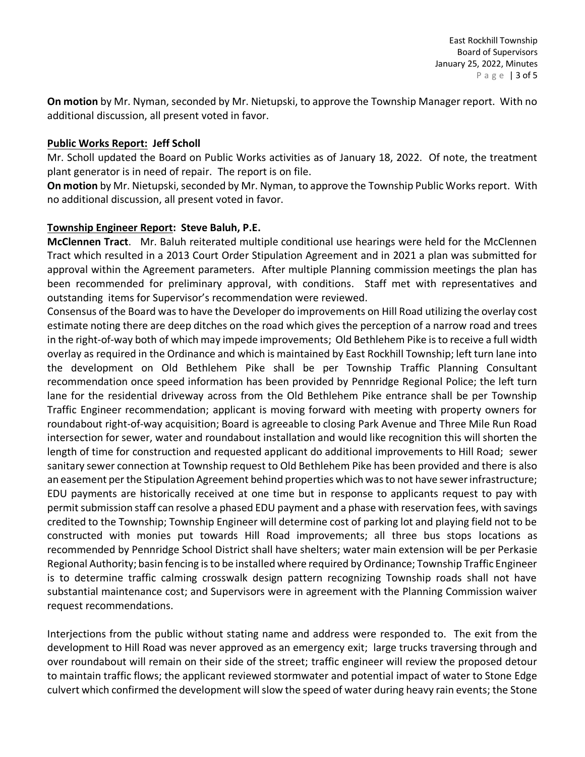**On motion** by Mr. Nyman, seconded by Mr. Nietupski, to approve the Township Manager report. With no additional discussion, all present voted in favor.

**Public Works Report: Jeff Scholl**

Mr. Scholl updated the Board on Public Works activities as of January 18, 2022. Of note, the treatment plant generator is in need of repair. The report is on file.

**On motion** by Mr. Nietupski, seconded by Mr. Nyman, to approve the Township Public Works report. With no additional discussion, all present voted in favor.

**Township Engineer Report: Steve Baluh, P.E.**

**McClennen Tract**. Mr. Baluh reiterated multiple conditional use hearings were held for the McClennen Tract which resulted in a 2013 Court Order Stipulation Agreement and in 2021 a plan was submitted for approval within the Agreement parameters. After multiple Planning commission meetings the plan has been recommended for preliminary approval, with conditions. Staff met with representatives and outstanding items for Supervisor's recommendation were reviewed.

Consensus of the Board was to have the Developer do improvements on Hill Road utilizing the overlay cost estimate noting there are deep ditches on the road which gives the perception of a narrow road and trees in the right-of-way both of which may impede improvements; Old Bethlehem Pike is to receive a full width overlay as required in the Ordinance and which is maintained by East Rockhill Township; left turn lane into the development on Old Bethlehem Pike shall be per Township Traffic Planning Consultant recommendation once speed information has been provided by Pennridge Regional Police; the left turn lane for the residential driveway across from the Old Bethlehem Pike entrance shall be per Township Traffic Engineer recommendation; applicant is moving forward with meeting with property owners for roundabout right-of-way acquisition; Board is agreeable to closing Park Avenue and Three Mile Run Road intersection for sewer, water and roundabout installation and would like recognition this will shorten the length of time for construction and requested applicant do additional improvements to Hill Road; sewer sanitary sewer connection at Township request to Old Bethlehem Pike has been provided and there is also an easement per the Stipulation Agreement behind properties which was to not have sewer infrastructure; EDU payments are historically received at one time but in response to applicants request to pay with permit submission staff can resolve a phased EDU payment and a phase with reservation fees, with savings credited to the Township; Township Engineer will determine cost of parking lot and playing field not to be constructed with monies put towards Hill Road improvements; all three bus stops locations as recommended by Pennridge School District shall have shelters; water main extension will be per Perkasie Regional Authority; basin fencing is to be installed where required by Ordinance; Township Traffic Engineer is to determine traffic calming crosswalk design pattern recognizing Township roads shall not have substantial maintenance cost; and Supervisors were in agreement with the Planning Commission waiver request recommendations.

Interjections from the public without stating name and address were responded to. The exit from the development to Hill Road was never approved as an emergency exit; large trucks traversing through and over roundabout will remain on their side of the street; traffic engineer will review the proposed detour to maintain traffic flows; the applicant reviewed stormwater and potential impact of water to Stone Edge culvert which confirmed the development will slow the speed of water during heavy rain events; the Stone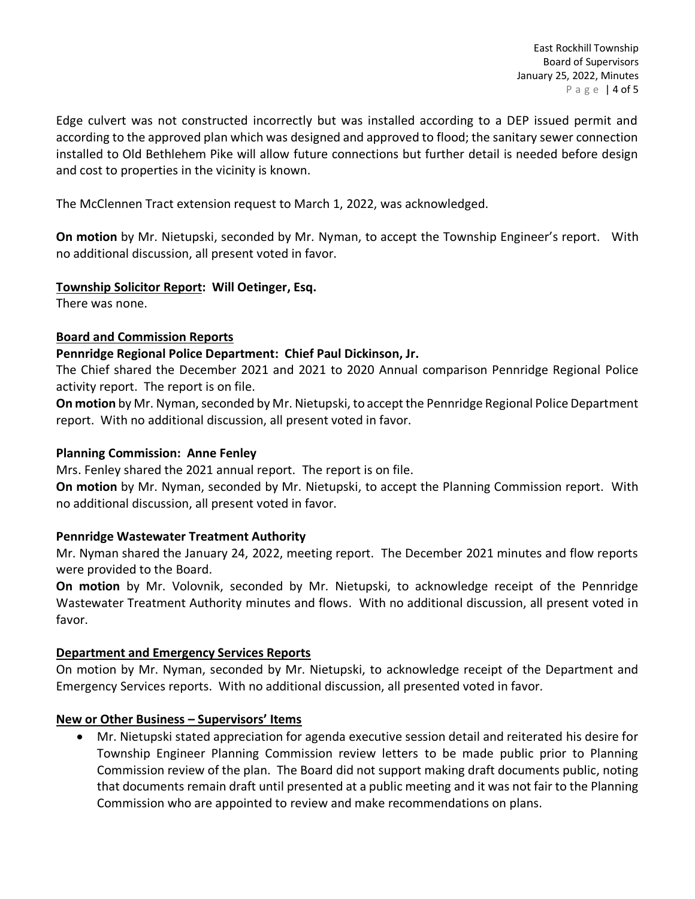Edge culvert was not constructed incorrectly but was installed according to a DEP issued permit and according to the approved plan which was designed and approved to flood; the sanitary sewer connection installed to Old Bethlehem Pike will allow future connections but further detail is needed before design and cost to properties in the vicinity is known.

The McClennen Tract extension request to March 1, 2022, was acknowledged.

**On motion** by Mr. Nietupski, seconded by Mr. Nyman, to accept the Township Engineer's report. With no additional discussion, all present voted in favor.

**<u>Township Solicitor Report</u>: Will Oetinger, Esq.**
There was none.

**<u>Board and Commission Reports</u>**

**Pennridge Regional Police Department: Chief Paul Dickinson, Jr.**
The Chief shared the December 2021 and 2021 to 2020 Annual comparison Pennridge Regional Police activity report. The report is on file.
**On motion** by Mr. Nyman, seconded by Mr. Nietupski, to accept the Pennridge Regional Police Department report. With no additional discussion, all present voted in favor.

**Planning Commission: Anne Fenley**
Mrs. Fenley shared the 2021 annual report. The report is on file.
**On motion** by Mr. Nyman, seconded by Mr. Nietupski, to accept the Planning Commission report. With no additional discussion, all present voted in favor.

**Pennridge Wastewater Treatment Authority**
Mr. Nyman shared the January 24, 2022, meeting report. The December 2021 minutes and flow reports were provided to the Board.
**On motion** by Mr. Volovnik, seconded by Mr. Nietupski, to acknowledge receipt of the Pennridge Wastewater Treatment Authority minutes and flows. With no additional discussion, all present voted in favor.

**<u>Department and Emergency Services Reports</u>**
On motion by Mr. Nyman, seconded by Mr. Nietupski, to acknowledge receipt of the Department and Emergency Services reports. With no additional discussion, all presented voted in favor.

**<u>New or Other Business – Supervisors' Items</u>**

- Mr. Nietupski stated appreciation for agenda executive session detail and reiterated his desire for Township Engineer Planning Commission review letters to be made public prior to Planning Commission review of the plan. The Board did not support making draft documents public, noting that documents remain draft until presented at a public meeting and it was not fair to the Planning Commission who are appointed to review and make recommendations on plans.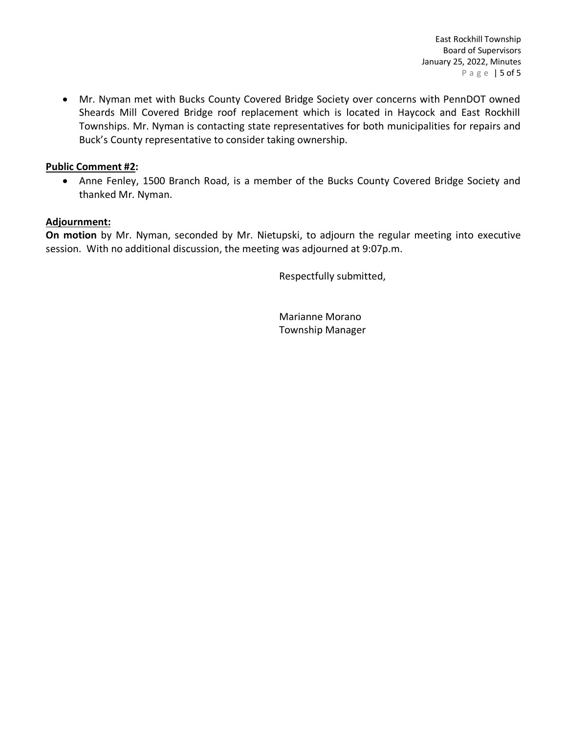- Mr. Nyman met with Bucks County Covered Bridge Society over concerns with PennDOT owned Sheards Mill Covered Bridge roof replacement which is located in Haycock and East Rockhill Townships. Mr. Nyman is contacting state representatives for both municipalities for repairs and Buck's County representative to consider taking ownership.

**Public Comment #2:**

- Anne Fenley, 1500 Branch Road, is a member of the Bucks County Covered Bridge Society and thanked Mr. Nyman.

**Adjournment:**

**On motion** by Mr. Nyman, seconded by Mr. Nietupski, to adjourn the regular meeting into executive session. With no additional discussion, the meeting was adjourned at 9:07p.m.

Respectfully submitted,

Marianne Morano
Township Manager